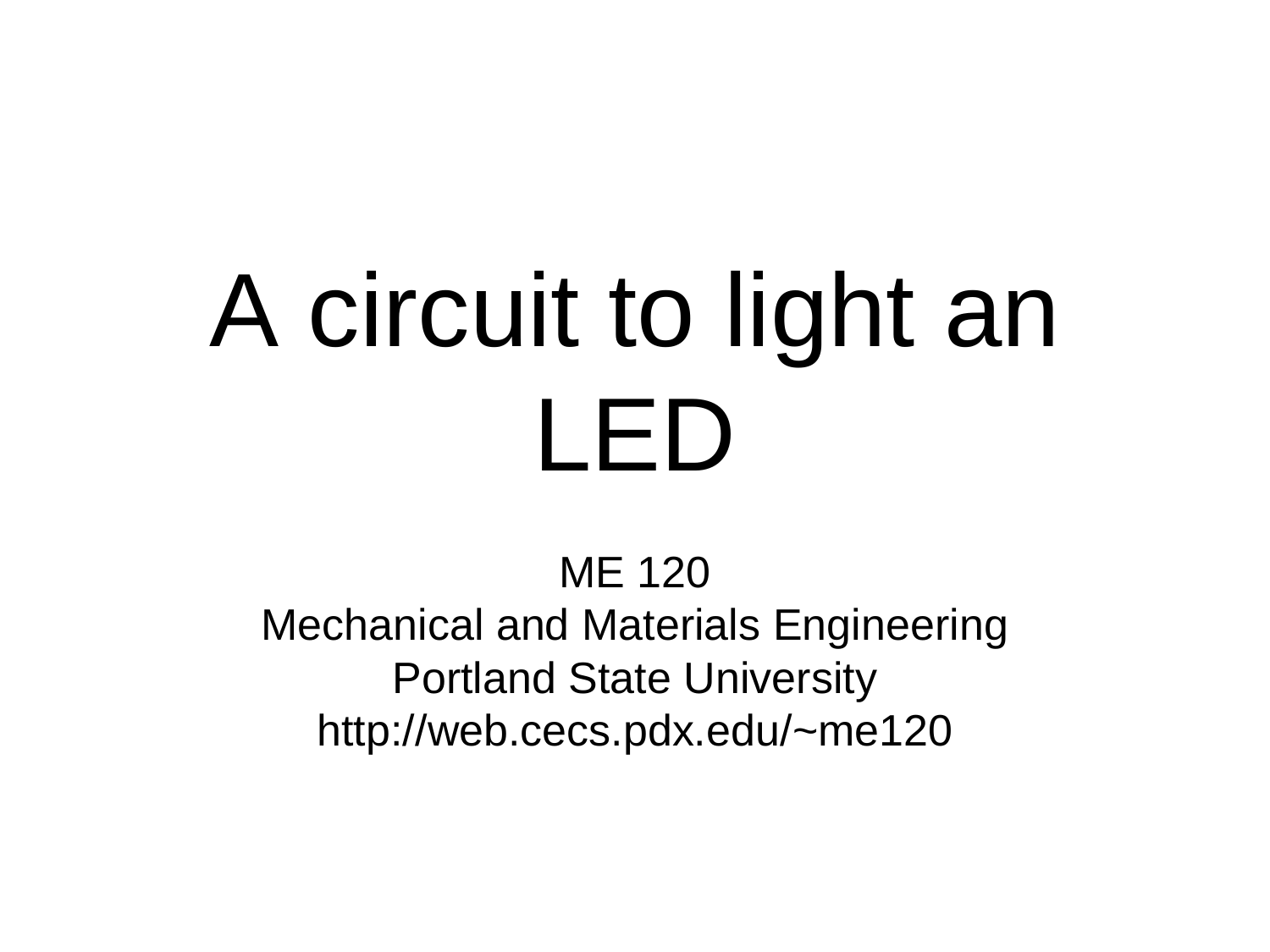# A circuit to light an LED

ME 120
Mechanical and Materials Engineering
Portland State University
http://web.cecs.pdx.edu/~me120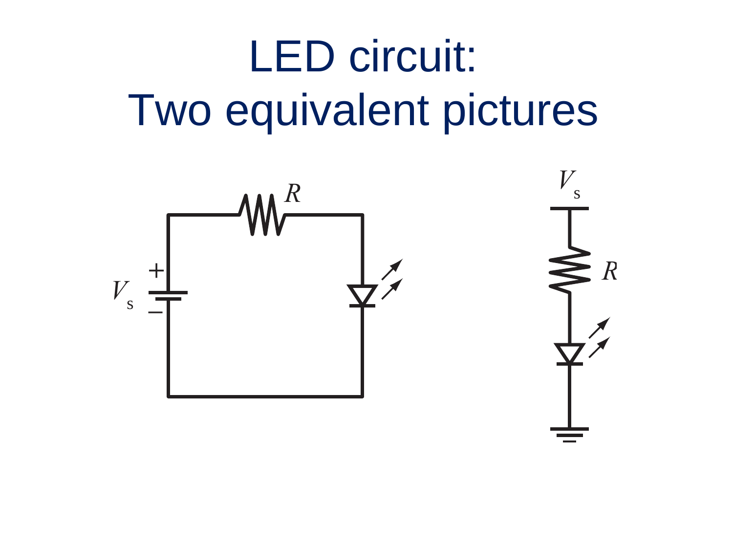# LED circuit:
# Two equivalent pictures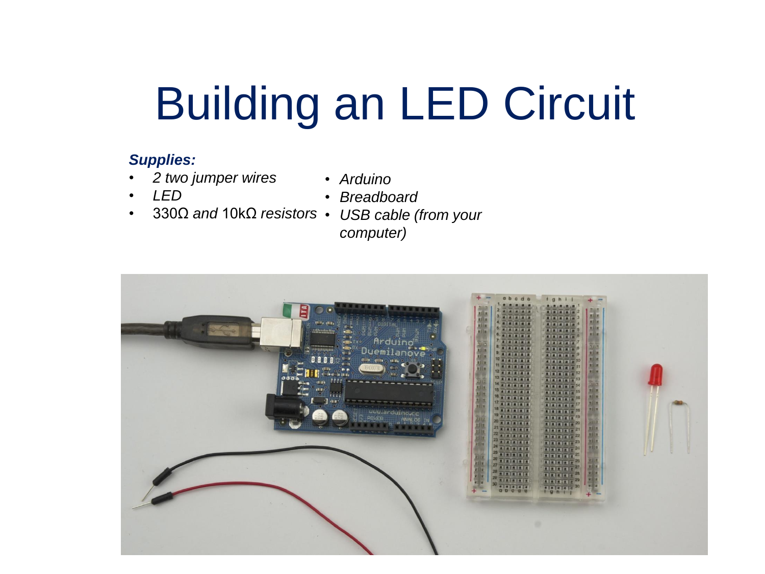# Building an LED Circuit

***Supplies:***

- *2 two jumper wires*
- *LED*
- 330Ω *and* 10kΩ *resistors*
- *Arduino*
- *Breadboard*
- *USB cable (from your computer)*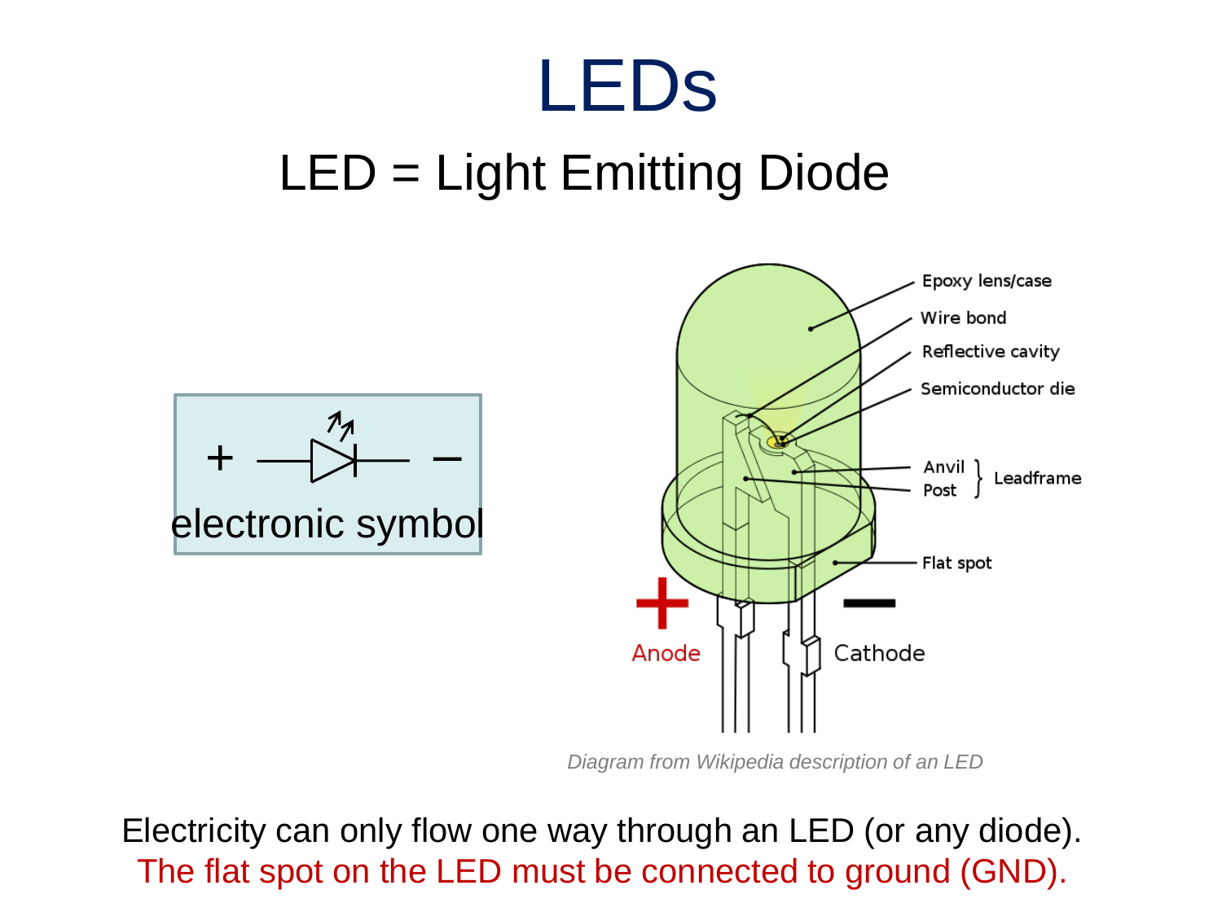# LEDs

## LED = Light Emitting Diode

electronic symbol

*Diagram from Wikipedia description of an LED*

Electricity can only flow one way through an LED (or any diode).
The flat spot on the LED must be connected to ground (GND).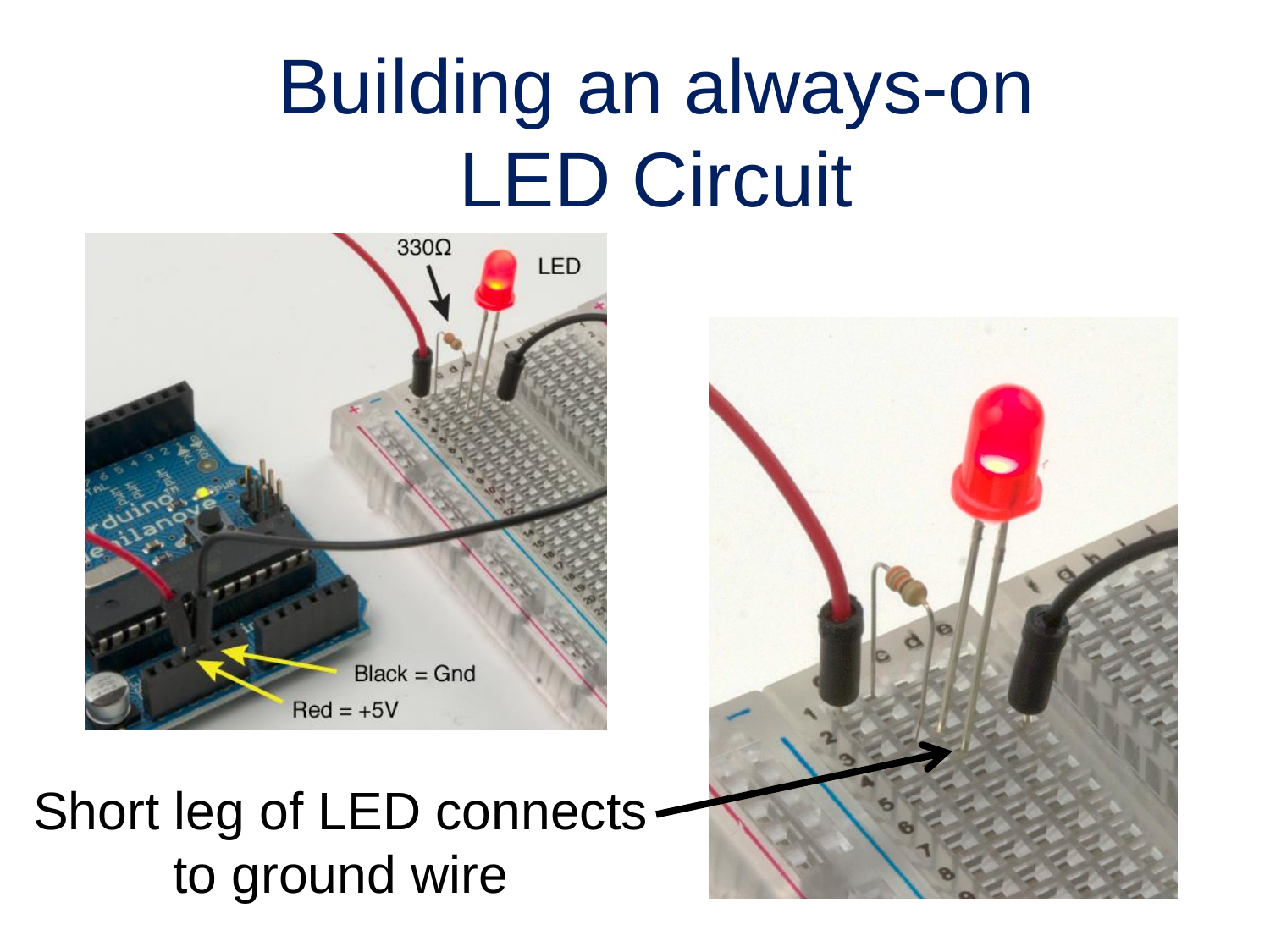# Building an always-on LED Circuit

Short leg of LED connects to ground wire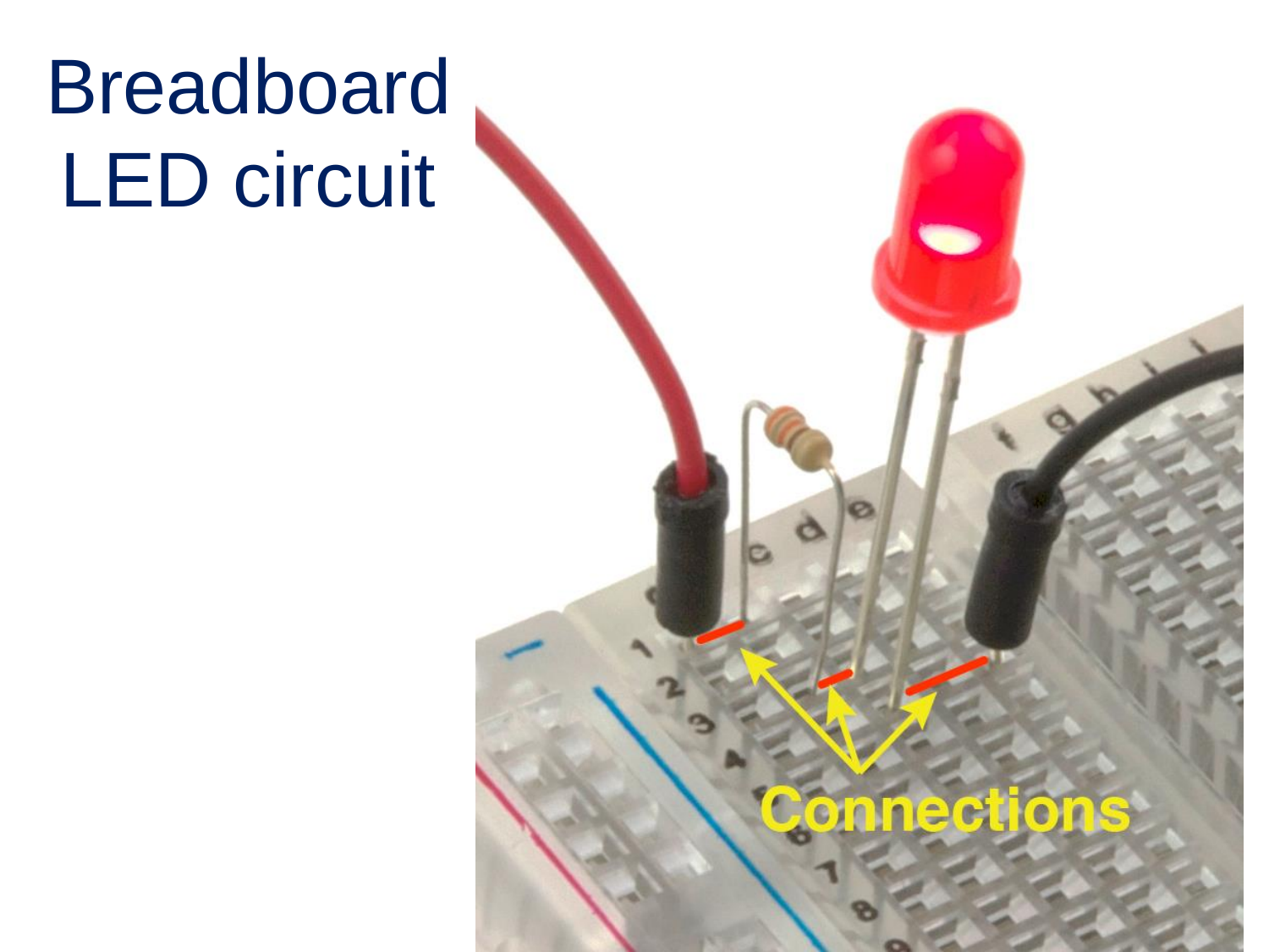# Breadboard LED circuit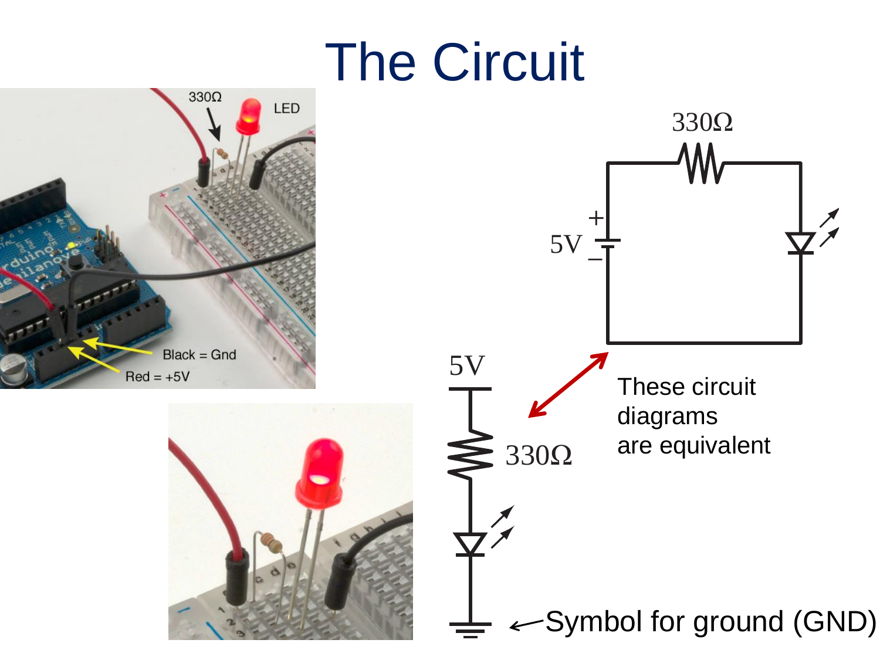# The Circuit

330Ω

LED

Black = Gnd

Red = +5V

330Ω

+

5V

–

5V

330Ω

These circuit diagrams are equivalent

Symbol for ground (GND)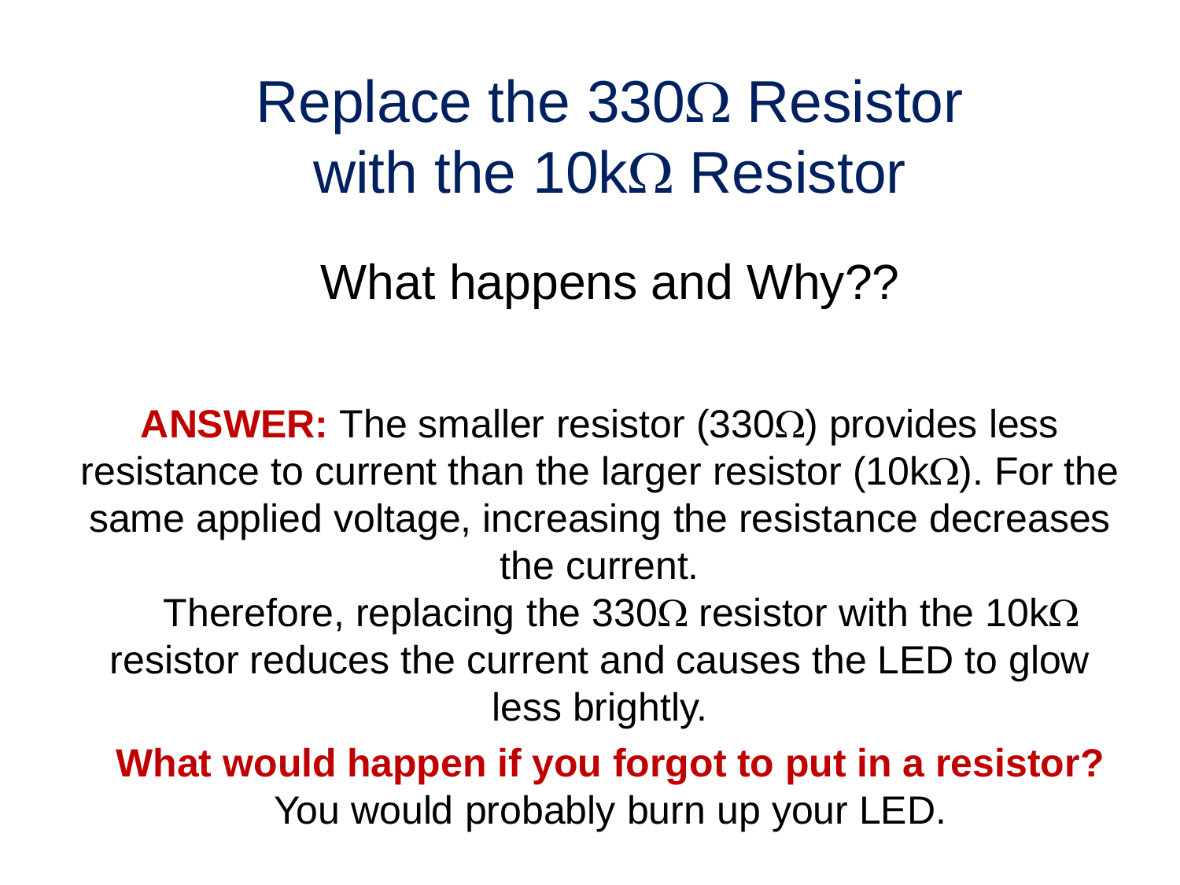# Replace the 330Ω Resistor with the 10kΩ Resistor

What happens and Why??

**ANSWER:** The smaller resistor (330Ω) provides less resistance to current than the larger resistor (10kΩ). For the same applied voltage, increasing the resistance decreases the current.

Therefore, replacing the 330Ω resistor with the 10kΩ resistor reduces the current and causes the LED to glow less brightly.

**What would happen if you forgot to put in a resistor?**
You would probably burn up your LED.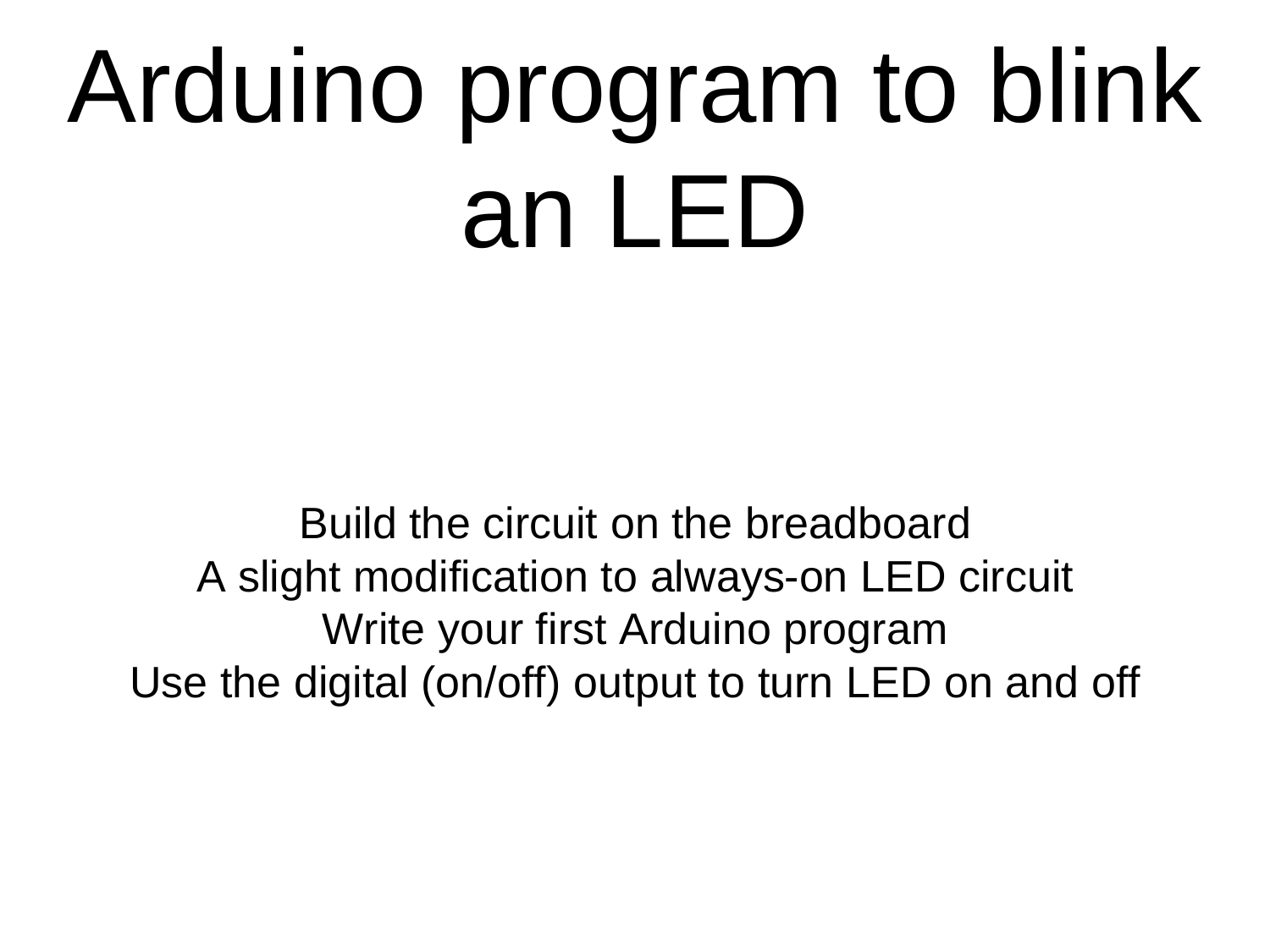# Arduino program to blink an LED

Build the circuit on the breadboard
A slight modification to always-on LED circuit
Write your first Arduino program
Use the digital (on/off) output to turn LED on and off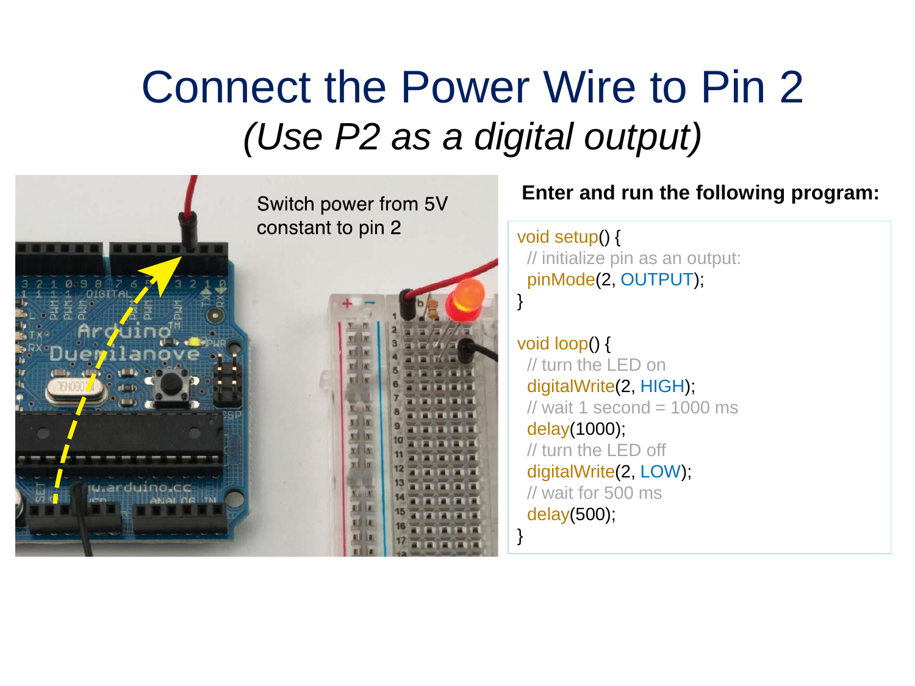# Connect the Power Wire to Pin 2

*(Use P2 as a digital output)*

Switch power from 5V constant to pin 2

**Enter and run the following program:**

```
void setup() {
  // initialize pin as an output:
  pinMode(2, OUTPUT);
}

void loop() {
  // turn the LED on
  digitalWrite(2, HIGH);
  // wait 1 second = 1000 ms
  delay(1000);
  // turn the LED off
  digitalWrite(2, LOW);
  // wait for 500 ms
  delay(500);
}
```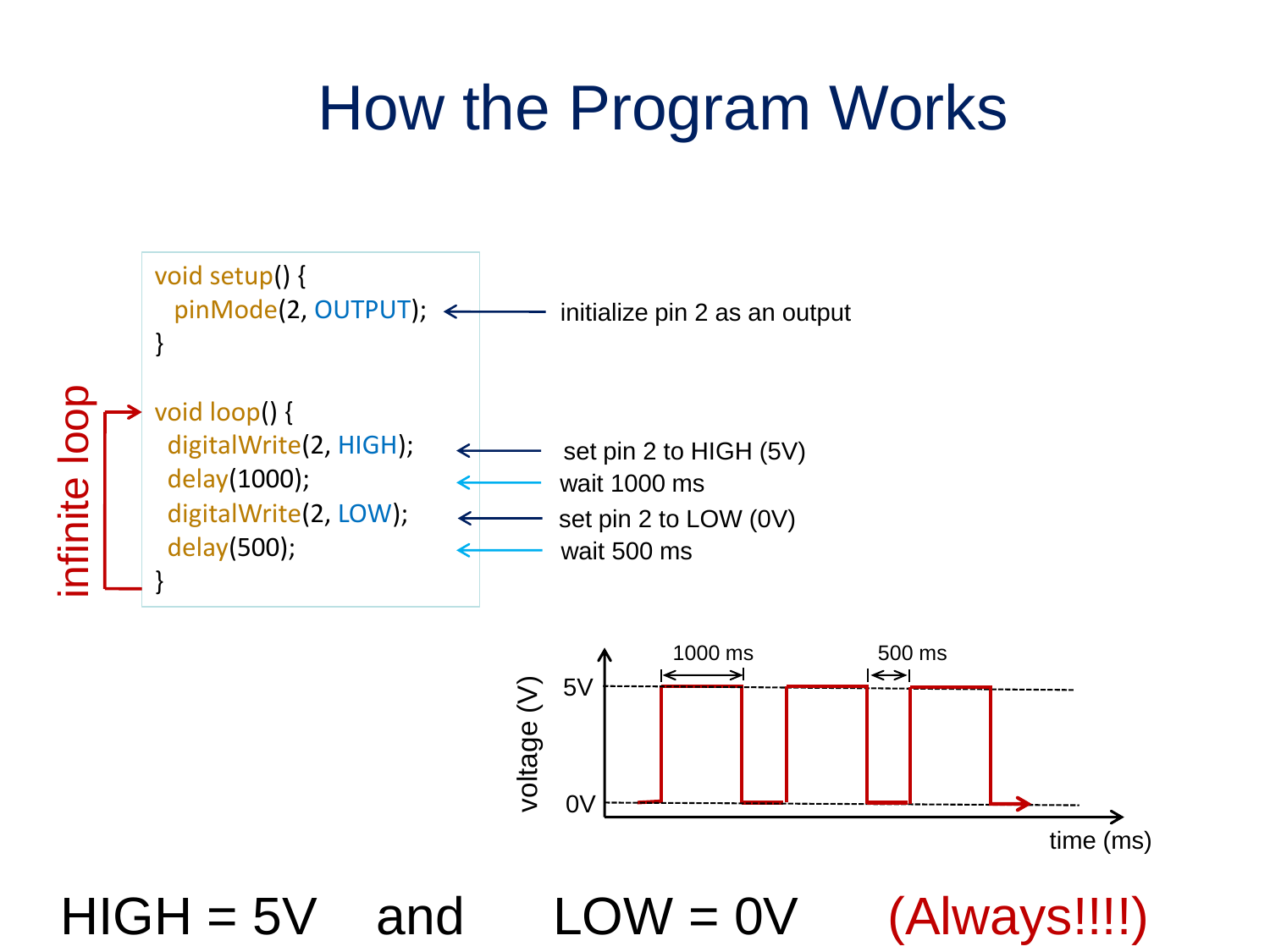# How the Program Works

```
void setup() {
  pinMode(2, OUTPUT);
}

void loop() {
 digitalWrite(2, HIGH);
 delay(1000);
 digitalWrite(2, LOW);
 delay(500);
}
```

infinite loop

initialize pin 2 as an output

set pin 2 to HIGH (5V)

wait 1000 ms

set pin 2 to LOW (0V)

wait 500 ms

voltage (V)

5V

0V

1000 ms

500 ms

time (ms)

HIGH = 5V and LOW = 0V (Always!!!!)